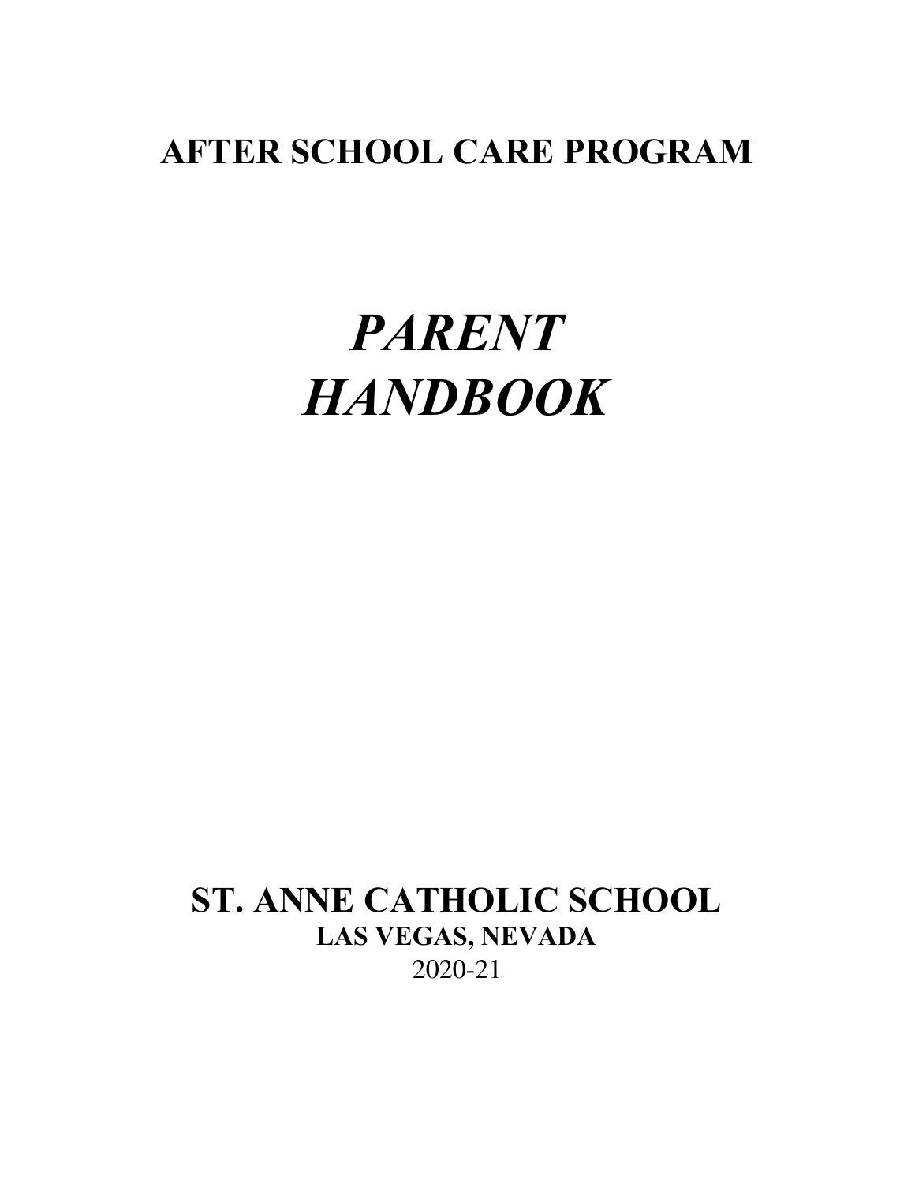# AFTER SCHOOL CARE PROGRAM

# *PARENT HANDBOOK*

## ST. ANNE CATHOLIC SCHOOL

### LAS VEGAS, NEVADA

2020-21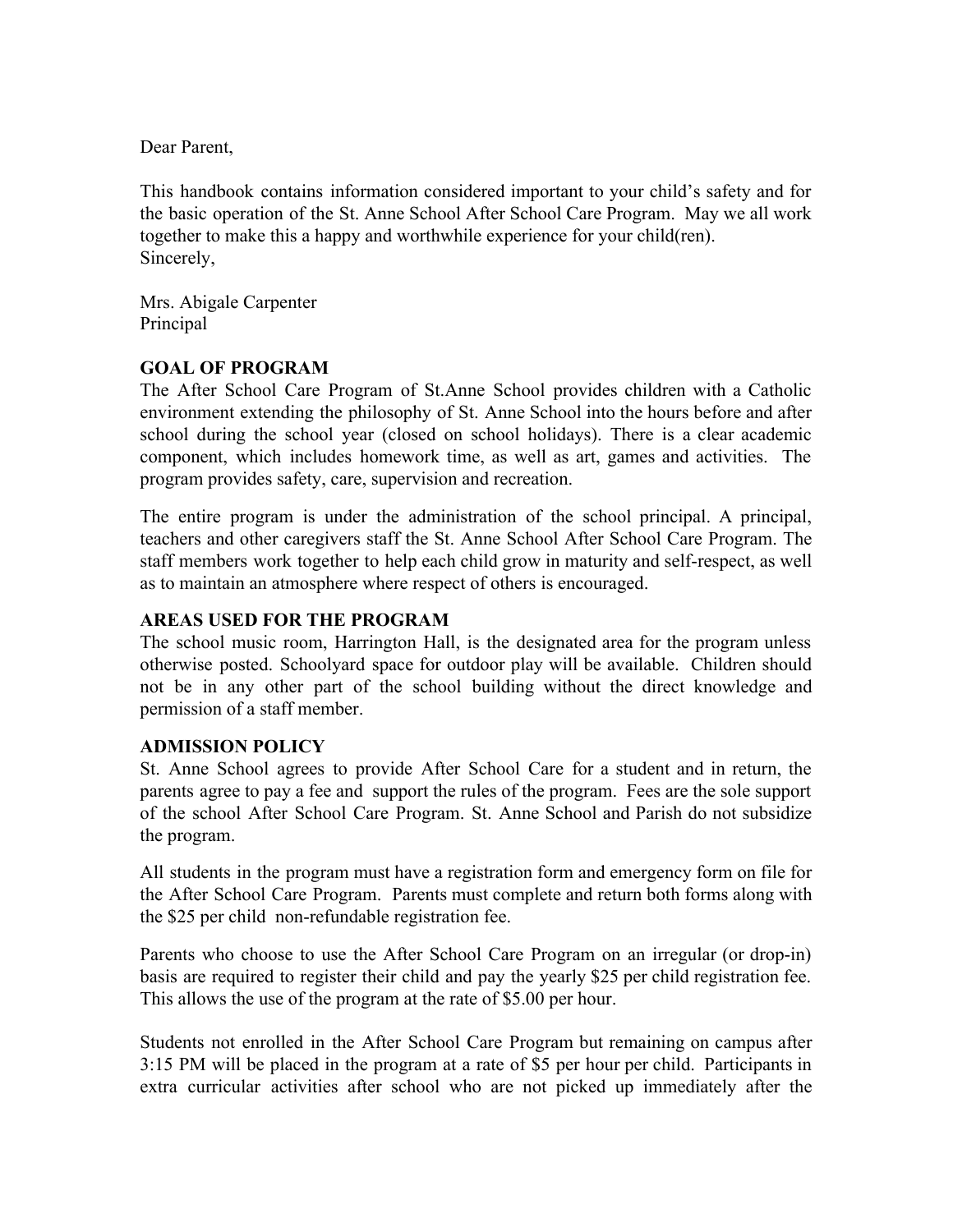Dear Parent,

This handbook contains information considered important to your child's safety and for the basic operation of the St. Anne School After School Care Program. May we all work together to make this a happy and worthwhile experience for your child(ren).
Sincerely,

Mrs. Abigale Carpenter
Principal

**GOAL OF PROGRAM**

The After School Care Program of St.Anne School provides children with a Catholic environment extending the philosophy of St. Anne School into the hours before and after school during the school year (closed on school holidays). There is a clear academic component, which includes homework time, as well as art, games and activities. The program provides safety, care, supervision and recreation.

The entire program is under the administration of the school principal. A principal, teachers and other caregivers staff the St. Anne School After School Care Program. The staff members work together to help each child grow in maturity and self-respect, as well as to maintain an atmosphere where respect of others is encouraged.

**AREAS USED FOR THE PROGRAM**

The school music room, Harrington Hall, is the designated area for the program unless otherwise posted. Schoolyard space for outdoor play will be available. Children should not be in any other part of the school building without the direct knowledge and permission of a staff member.

**ADMISSION POLICY**

St. Anne School agrees to provide After School Care for a student and in return, the parents agree to pay a fee and support the rules of the program. Fees are the sole support of the school After School Care Program. St. Anne School and Parish do not subsidize the program.

All students in the program must have a registration form and emergency form on file for the After School Care Program. Parents must complete and return both forms along with the $25 per child non-refundable registration fee.

Parents who choose to use the After School Care Program on an irregular (or drop-in) basis are required to register their child and pay the yearly $25 per child registration fee. This allows the use of the program at the rate of $5.00 per hour.

Students not enrolled in the After School Care Program but remaining on campus after 3:15 PM will be placed in the program at a rate of $5 per hour per child. Participants in extra curricular activities after school who are not picked up immediately after the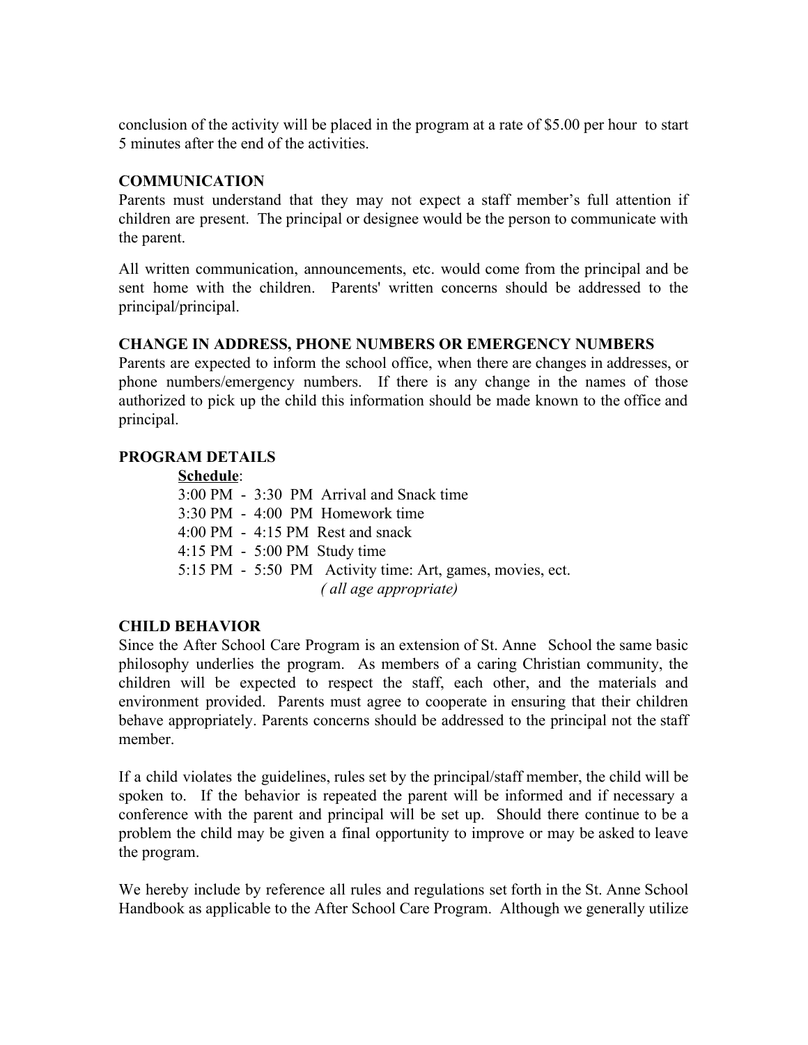conclusion of the activity will be placed in the program at a rate of $5.00 per hour to start 5 minutes after the end of the activities.

**COMMUNICATION**

Parents must understand that they may not expect a staff member's full attention if children are present. The principal or designee would be the person to communicate with the parent.

All written communication, announcements, etc. would come from the principal and be sent home with the children. Parents' written concerns should be addressed to the principal/principal.

**CHANGE IN ADDRESS, PHONE NUMBERS OR EMERGENCY NUMBERS**

Parents are expected to inform the school office, when there are changes in addresses, or phone numbers/emergency numbers. If there is any change in the names of those authorized to pick up the child this information should be made known to the office and principal.

**PROGRAM DETAILS**

**Schedule**:

3:00 PM - 3:30 PM Arrival and Snack time
3:30 PM - 4:00 PM Homework time
4:00 PM - 4:15 PM Rest and snack
4:15 PM - 5:00 PM Study time
5:15 PM - 5:50 PM Activity time: Art, games, movies, ect.
*( all age appropriate)*

**CHILD BEHAVIOR**

Since the After School Care Program is an extension of St. Anne School the same basic philosophy underlies the program. As members of a caring Christian community, the children will be expected to respect the staff, each other, and the materials and environment provided. Parents must agree to cooperate in ensuring that their children behave appropriately. Parents concerns should be addressed to the principal not the staff member.

If a child violates the guidelines, rules set by the principal/staff member, the child will be spoken to. If the behavior is repeated the parent will be informed and if necessary a conference with the parent and principal will be set up. Should there continue to be a problem the child may be given a final opportunity to improve or may be asked to leave the program.

We hereby include by reference all rules and regulations set forth in the St. Anne School Handbook as applicable to the After School Care Program. Although we generally utilize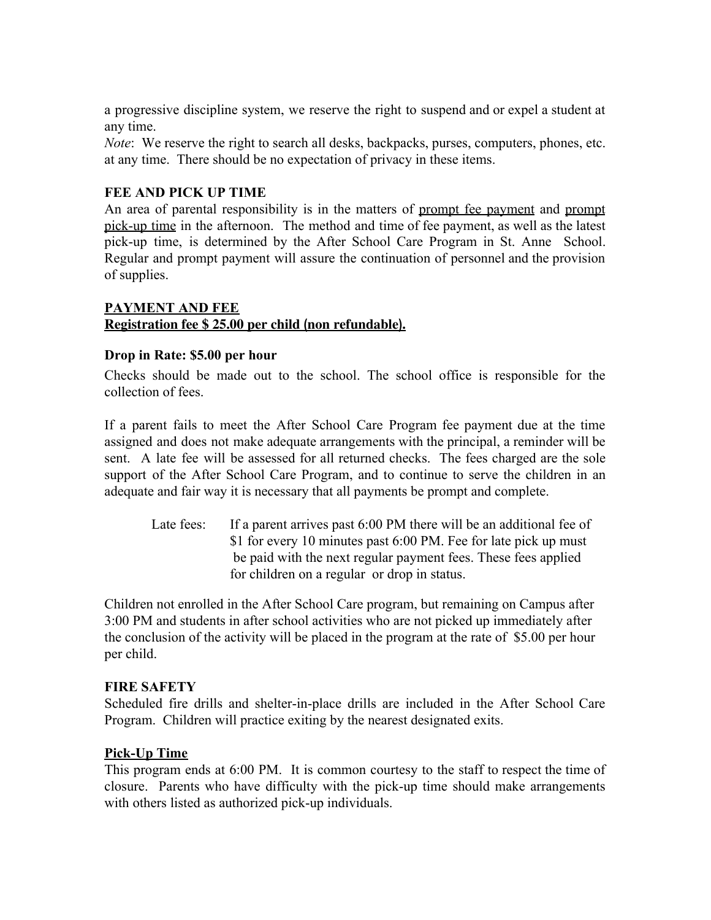a progressive discipline system, we reserve the right to suspend and or expel a student at any time.

*Note*: We reserve the right to search all desks, backpacks, purses, computers, phones, etc. at any time. There should be no expectation of privacy in these items.

**FEE AND PICK UP TIME**

An area of parental responsibility is in the matters of <u>prompt fee payment</u> and <u>prompt pick-up time</u> in the afternoon. The method and time of fee payment, as well as the latest pick-up time, is determined by the After School Care Program in St. Anne School. Regular and prompt payment will assure the continuation of personnel and the provision of supplies.

**<u>PAYMENT AND FEE</u>**

**<u>Registration fee $ 25.00 per child (non refundable).</u>**

**Drop in Rate: $5.00 per hour**

Checks should be made out to the school. The school office is responsible for the collection of fees.

If a parent fails to meet the After School Care Program fee payment due at the time assigned and does not make adequate arrangements with the principal, a reminder will be sent. A late fee will be assessed for all returned checks. The fees charged are the sole support of the After School Care Program, and to continue to serve the children in an adequate and fair way it is necessary that all payments be prompt and complete.

Late fees: If a parent arrives past 6:00 PM there will be an additional fee of $1 for every 10 minutes past 6:00 PM. Fee for late pick up must be paid with the next regular payment fees. These fees applied for children on a regular or drop in status.

Children not enrolled in the After School Care program, but remaining on Campus after 3:00 PM and students in after school activities who are not picked up immediately after the conclusion of the activity will be placed in the program at the rate of $5.00 per hour per child.

**FIRE SAFETY**

Scheduled fire drills and shelter-in-place drills are included in the After School Care Program. Children will practice exiting by the nearest designated exits.

**<u>Pick-Up Time</u>**

This program ends at 6:00 PM. It is common courtesy to the staff to respect the time of closure. Parents who have difficulty with the pick-up time should make arrangements with others listed as authorized pick-up individuals.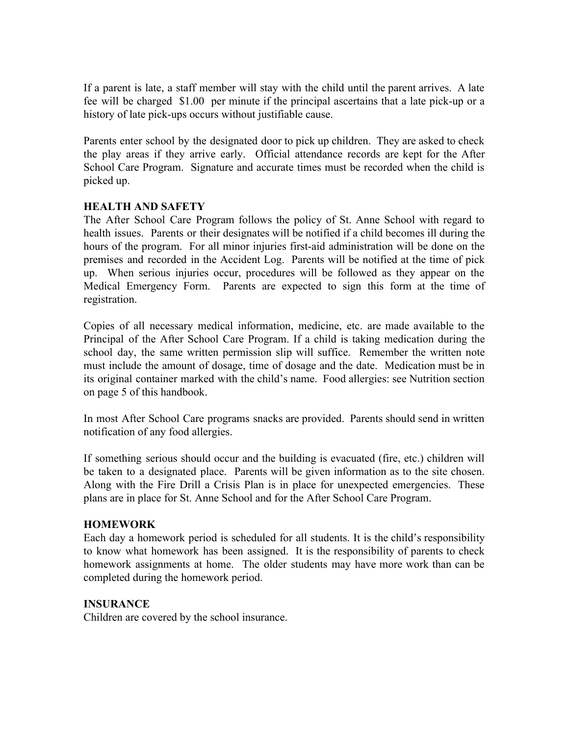If a parent is late, a staff member will stay with the child until the parent arrives. A late fee will be charged $1.00 per minute if the principal ascertains that a late pick-up or a history of late pick-ups occurs without justifiable cause.

Parents enter school by the designated door to pick up children. They are asked to check the play areas if they arrive early. Official attendance records are kept for the After School Care Program. Signature and accurate times must be recorded when the child is picked up.

**HEALTH AND SAFETY**

The After School Care Program follows the policy of St. Anne School with regard to health issues. Parents or their designates will be notified if a child becomes ill during the hours of the program. For all minor injuries first-aid administration will be done on the premises and recorded in the Accident Log. Parents will be notified at the time of pick up. When serious injuries occur, procedures will be followed as they appear on the Medical Emergency Form. Parents are expected to sign this form at the time of registration.

Copies of all necessary medical information, medicine, etc. are made available to the Principal of the After School Care Program. If a child is taking medication during the school day, the same written permission slip will suffice. Remember the written note must include the amount of dosage, time of dosage and the date. Medication must be in its original container marked with the child's name. Food allergies: see Nutrition section on page 5 of this handbook.

In most After School Care programs snacks are provided. Parents should send in written notification of any food allergies.

If something serious should occur and the building is evacuated (fire, etc.) children will be taken to a designated place. Parents will be given information as to the site chosen. Along with the Fire Drill a Crisis Plan is in place for unexpected emergencies. These plans are in place for St. Anne School and for the After School Care Program.

**HOMEWORK**

Each day a homework period is scheduled for all students. It is the child's responsibility to know what homework has been assigned. It is the responsibility of parents to check homework assignments at home. The older students may have more work than can be completed during the homework period.

**INSURANCE**

Children are covered by the school insurance.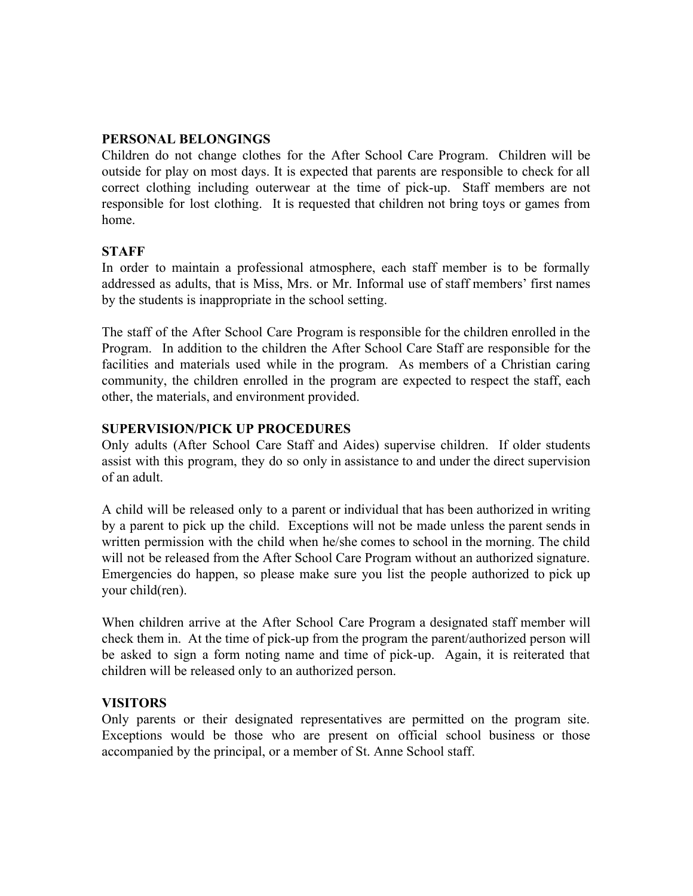**PERSONAL BELONGINGS**

Children do not change clothes for the After School Care Program. Children will be outside for play on most days. It is expected that parents are responsible to check for all correct clothing including outerwear at the time of pick-up. Staff members are not responsible for lost clothing. It is requested that children not bring toys or games from home.

**STAFF**

In order to maintain a professional atmosphere, each staff member is to be formally addressed as adults, that is Miss, Mrs. or Mr. Informal use of staff members' first names by the students is inappropriate in the school setting.

The staff of the After School Care Program is responsible for the children enrolled in the Program. In addition to the children the After School Care Staff are responsible for the facilities and materials used while in the program. As members of a Christian caring community, the children enrolled in the program are expected to respect the staff, each other, the materials, and environment provided.

**SUPERVISION/PICK UP PROCEDURES**

Only adults (After School Care Staff and Aides) supervise children. If older students assist with this program, they do so only in assistance to and under the direct supervision of an adult.

A child will be released only to a parent or individual that has been authorized in writing by a parent to pick up the child. Exceptions will not be made unless the parent sends in written permission with the child when he/she comes to school in the morning. The child will not be released from the After School Care Program without an authorized signature. Emergencies do happen, so please make sure you list the people authorized to pick up your child(ren).

When children arrive at the After School Care Program a designated staff member will check them in. At the time of pick-up from the program the parent/authorized person will be asked to sign a form noting name and time of pick-up. Again, it is reiterated that children will be released only to an authorized person.

**VISITORS**

Only parents or their designated representatives are permitted on the program site. Exceptions would be those who are present on official school business or those accompanied by the principal, or a member of St. Anne School staff.